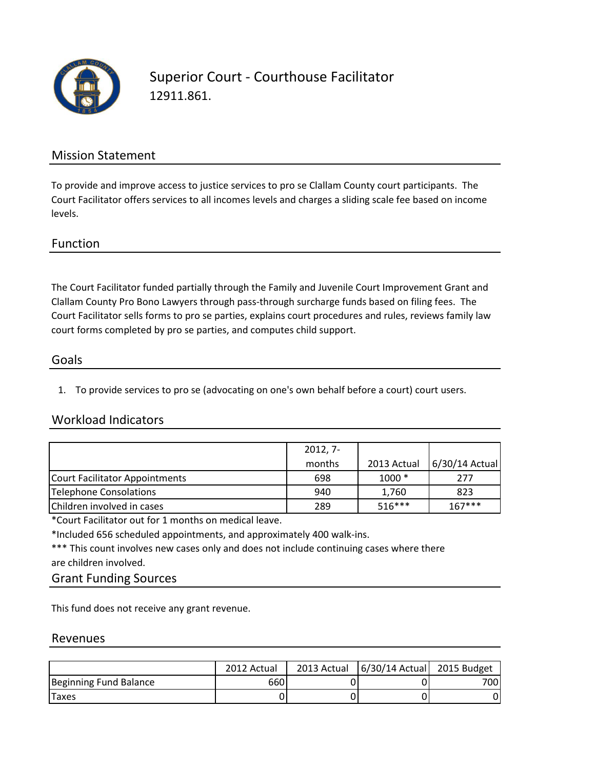# Superior Court - Courthouse Facilitator

12911.861.

## Mission Statement

To provide and improve access to justice services to pro se Clallam County court participants. The Court Facilitator offers services to all incomes levels and charges a sliding scale fee based on income levels.

## Function

The Court Facilitator funded partially through the Family and Juvenile Court Improvement Grant and Clallam County Pro Bono Lawyers through pass-through surcharge funds based on filing fees. The Court Facilitator sells forms to pro se parties, explains court procedures and rules, reviews family law court forms completed by pro se parties, and computes child support.

## Goals

1. To provide services to pro se (advocating on one's own behalf before a court) court users.

## Workload Indicators

| | 2012, 7-months | 2013 Actual | 6/30/14 Actual |
|---|---|---|---|
| Court Facilitator Appointments | 698 | 1000 * | 277 |
| Telephone Consolations | 940 | 1,760 | 823 |
| Children involved in cases | 289 | 516*** | 167*** |

*Court Facilitator out for 1 months on medical leave.

*Included 656 scheduled appointments, and approximately 400 walk-ins.

*** This count involves new cases only and does not include continuing cases where there are children involved.

## Grant Funding Sources

This fund does not receive any grant revenue.

## Revenues

| | 2012 Actual | 2013 Actual | 6/30/14 Actual | 2015 Budget |
|---|---|---|---|---|
| Beginning Fund Balance | 660 | 0 | 0 | 700 |
| Taxes | 0 | 0 | 0 | 0 |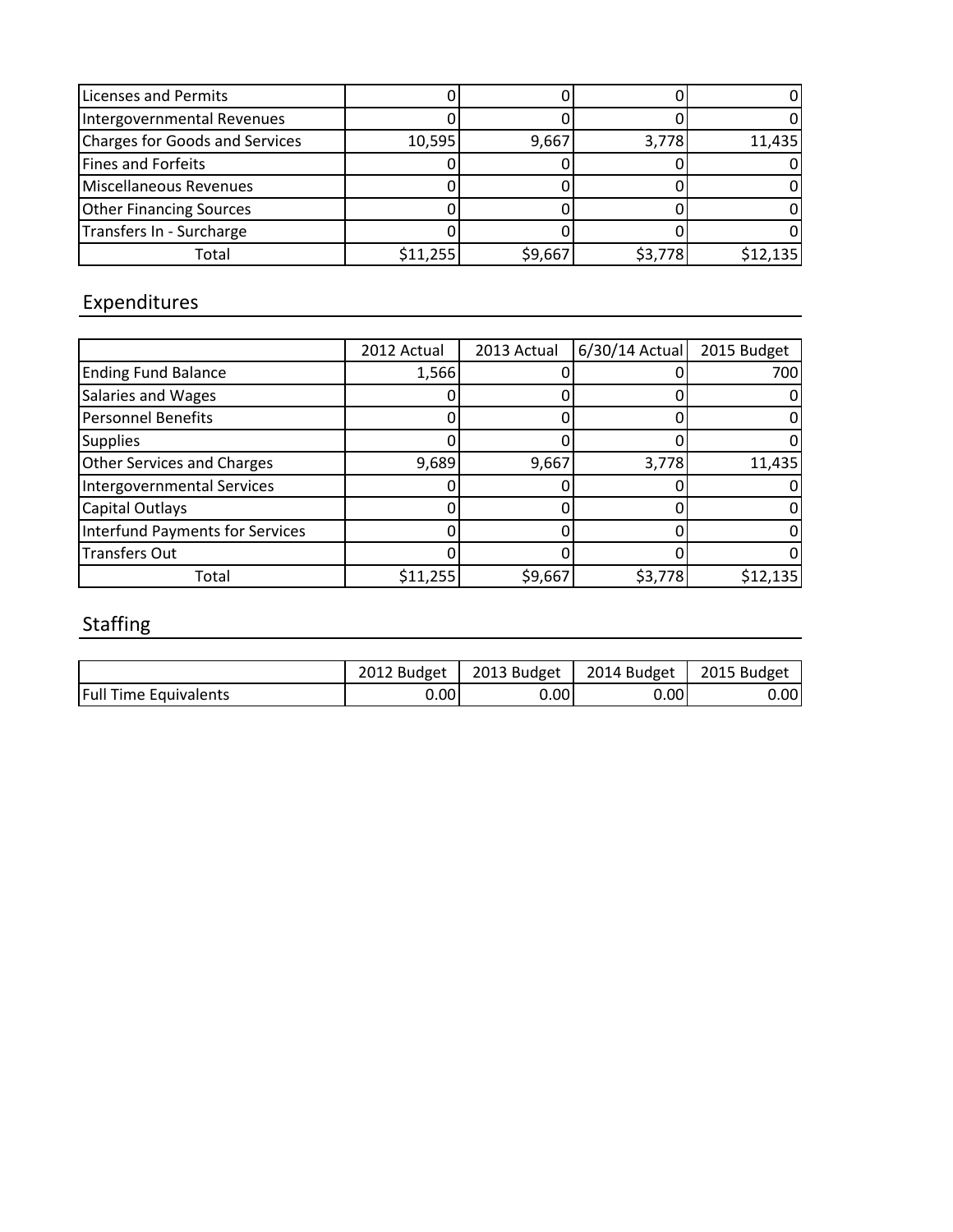| | | | | |
|---|---|---|---|---|
| Licenses and Permits | 0 | 0 | 0 | 0 |
| Intergovernmental Revenues | 0 | 0 | 0 | 0 |
| Charges for Goods and Services | 10,595 | 9,667 | 3,778 | 11,435 |
| Fines and Forfeits | 0 | 0 | 0 | 0 |
| Miscellaneous Revenues | 0 | 0 | 0 | 0 |
| Other Financing Sources | 0 | 0 | 0 | 0 |
| Transfers In - Surcharge | 0 | 0 | 0 | 0 |
| Total | $11,255 | $9,667 | $3,778 | $12,135 |

## Expenditures

| | 2012 Actual | 2013 Actual | 6/30/14 Actual | 2015 Budget |
|---|---|---|---|---|
| Ending Fund Balance | 1,566 | 0 | 0 | 700 |
| Salaries and Wages | 0 | 0 | 0 | 0 |
| Personnel Benefits | 0 | 0 | 0 | 0 |
| Supplies | 0 | 0 | 0 | 0 |
| Other Services and Charges | 9,689 | 9,667 | 3,778 | 11,435 |
| Intergovernmental Services | 0 | 0 | 0 | 0 |
| Capital Outlays | 0 | 0 | 0 | 0 |
| Interfund Payments for Services | 0 | 0 | 0 | 0 |
| Transfers Out | 0 | 0 | 0 | 0 |
| Total | $11,255 | $9,667 | $3,778 | $12,135 |

## Staffing

| | 2012 Budget | 2013 Budget | 2014 Budget | 2015 Budget |
|---|---|---|---|---|
| Full Time Equivalents | 0.00 | 0.00 | 0.00 | 0.00 |